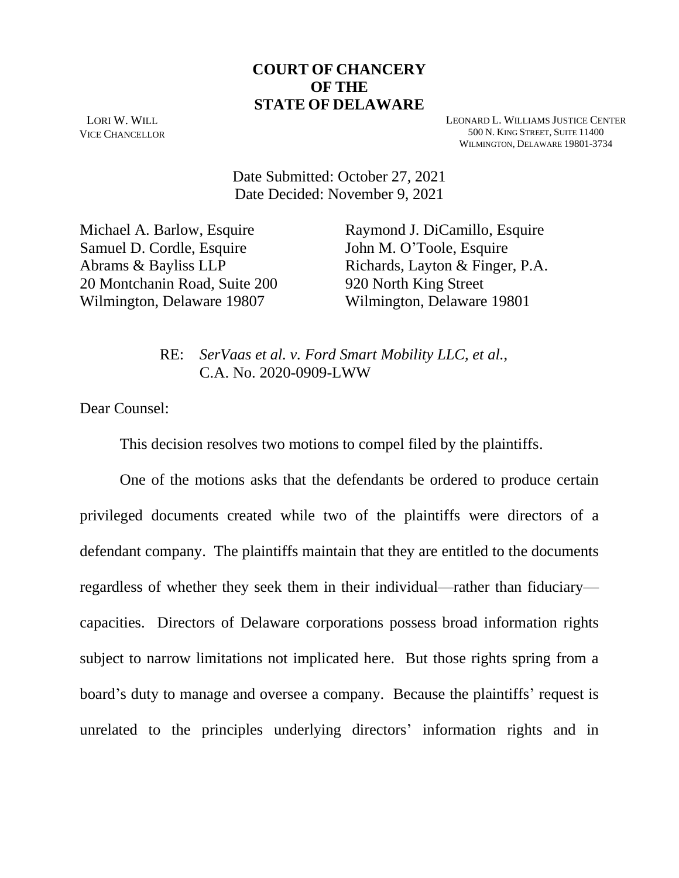**COURT OF CHANCERY**
**OF THE**
**STATE OF DELAWARE**

LORI W. WILL
VICE CHANCELLOR

LEONARD L. WILLIAMS JUSTICE CENTER
500 N. KING STREET, SUITE 11400
WILMINGTON, DELAWARE 19801-3734

Date Submitted: October 27, 2021
Date Decided: November 9, 2021

Michael A. Barlow, Esquire
Samuel D. Cordle, Esquire
Abrams & Bayliss LLP
20 Montchanin Road, Suite 200
Wilmington, Delaware 19807

Raymond J. DiCamillo, Esquire
John M. O'Toole, Esquire
Richards, Layton & Finger, P.A.
920 North King Street
Wilmington, Delaware 19801

RE: *SerVaas et al. v. Ford Smart Mobility LLC, et al.*,
C.A. No. 2020-0909-LWW

Dear Counsel:

This decision resolves two motions to compel filed by the plaintiffs.

One of the motions asks that the defendants be ordered to produce certain privileged documents created while two of the plaintiffs were directors of a defendant company. The plaintiffs maintain that they are entitled to the documents regardless of whether they seek them in their individual—rather than fiduciary—capacities. Directors of Delaware corporations possess broad information rights subject to narrow limitations not implicated here. But those rights spring from a board's duty to manage and oversee a company. Because the plaintiffs' request is unrelated to the principles underlying directors' information rights and in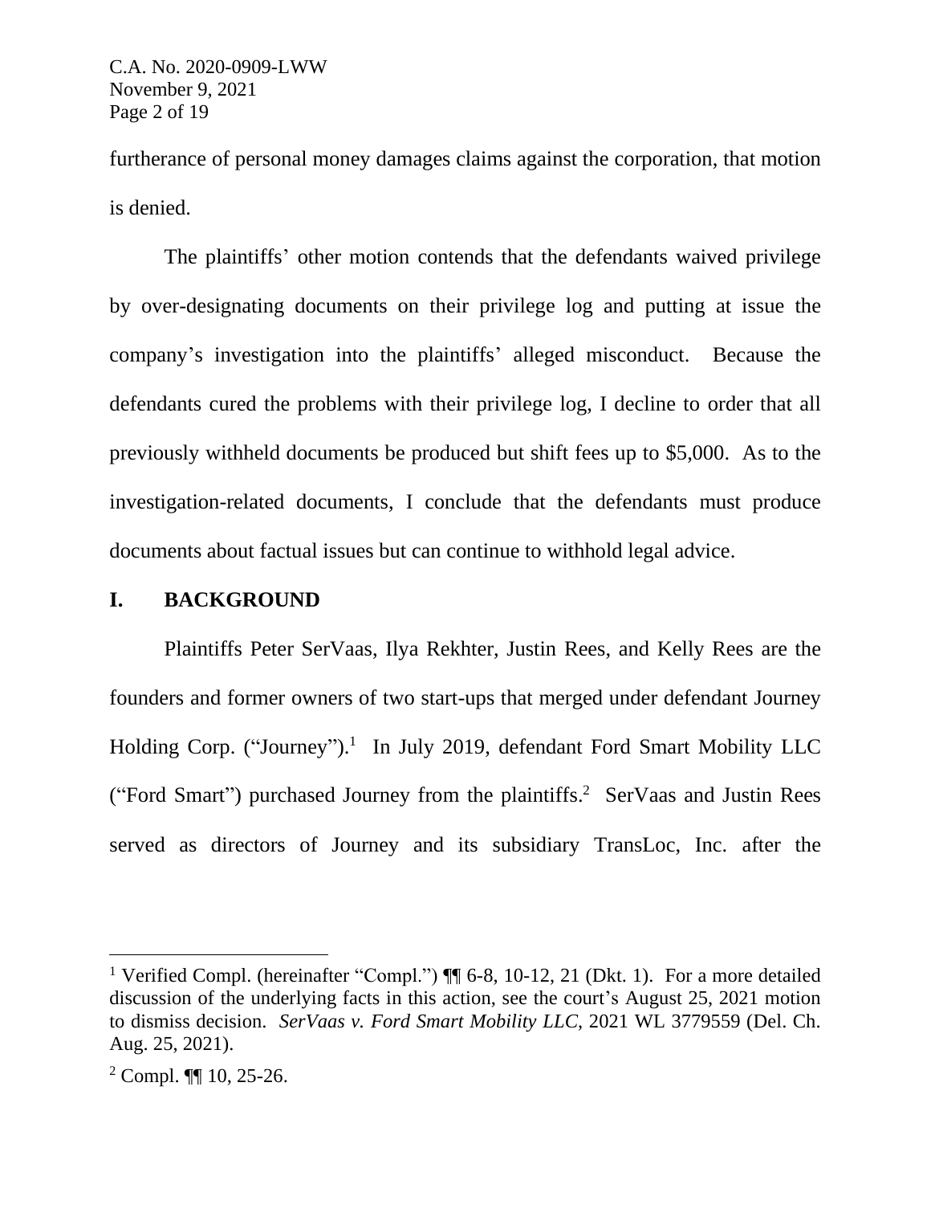furtherance of personal money damages claims against the corporation, that motion is denied.

The plaintiffs' other motion contends that the defendants waived privilege by over-designating documents on their privilege log and putting at issue the company's investigation into the plaintiffs' alleged misconduct. Because the defendants cured the problems with their privilege log, I decline to order that all previously withheld documents be produced but shift fees up to $5,000. As to the investigation-related documents, I conclude that the defendants must produce documents about factual issues but can continue to withhold legal advice.

## I. BACKGROUND

Plaintiffs Peter SerVaas, Ilya Rekhter, Justin Rees, and Kelly Rees are the founders and former owners of two start-ups that merged under defendant Journey Holding Corp. ("Journey").[1] In July 2019, defendant Ford Smart Mobility LLC ("Ford Smart") purchased Journey from the plaintiffs.[2] SerVaas and Justin Rees served as directors of Journey and its subsidiary TransLoc, Inc. after the

---

[1] Verified Compl. (hereinafter "Compl.") ¶¶ 6-8, 10-12, 21 (Dkt. 1). For a more detailed discussion of the underlying facts in this action, see the court's August 25, 2021 motion to dismiss decision. *SerVaas v. Ford Smart Mobility LLC*, 2021 WL 3779559 (Del. Ch. Aug. 25, 2021).

[2] Compl. ¶¶ 10, 25-26.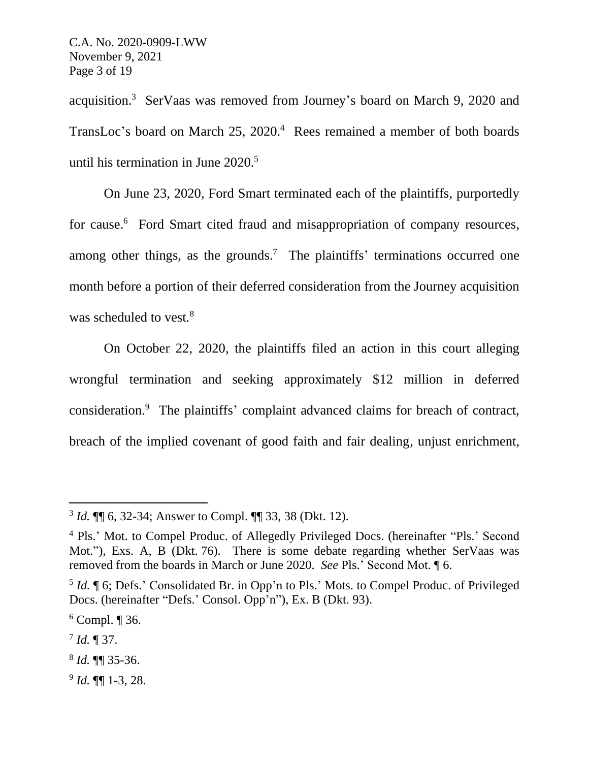acquisition.[3] SerVaas was removed from Journey's board on March 9, 2020 and TransLoc's board on March 25, 2020.[4] Rees remained a member of both boards until his termination in June 2020.[5]

On June 23, 2020, Ford Smart terminated each of the plaintiffs, purportedly for cause.[6] Ford Smart cited fraud and misappropriation of company resources, among other things, as the grounds.[7] The plaintiffs' terminations occurred one month before a portion of their deferred consideration from the Journey acquisition was scheduled to vest.[8]

On October 22, 2020, the plaintiffs filed an action in this court alleging wrongful termination and seeking approximately $12 million in deferred consideration.[9] The plaintiffs' complaint advanced claims for breach of contract, breach of the implied covenant of good faith and fair dealing, unjust enrichment,

---

[3] *Id.* ¶¶ 6, 32-34; Answer to Compl. ¶¶ 33, 38 (Dkt. 12).

[4] Pls.' Mot. to Compel Produc. of Allegedly Privileged Docs. (hereinafter "Pls.' Second Mot."), Exs. A, B (Dkt. 76). There is some debate regarding whether SerVaas was removed from the boards in March or June 2020. *See* Pls.' Second Mot. ¶ 6.

[5] *Id.* ¶ 6; Defs.' Consolidated Br. in Opp'n to Pls.' Mots. to Compel Produc. of Privileged Docs. (hereinafter "Defs.' Consol. Opp'n"), Ex. B (Dkt. 93).

[6] Compl. ¶ 36.

[7] *Id.* ¶ 37.

[8] *Id.* ¶¶ 35-36.

[9] *Id.* ¶¶ 1-3, 28.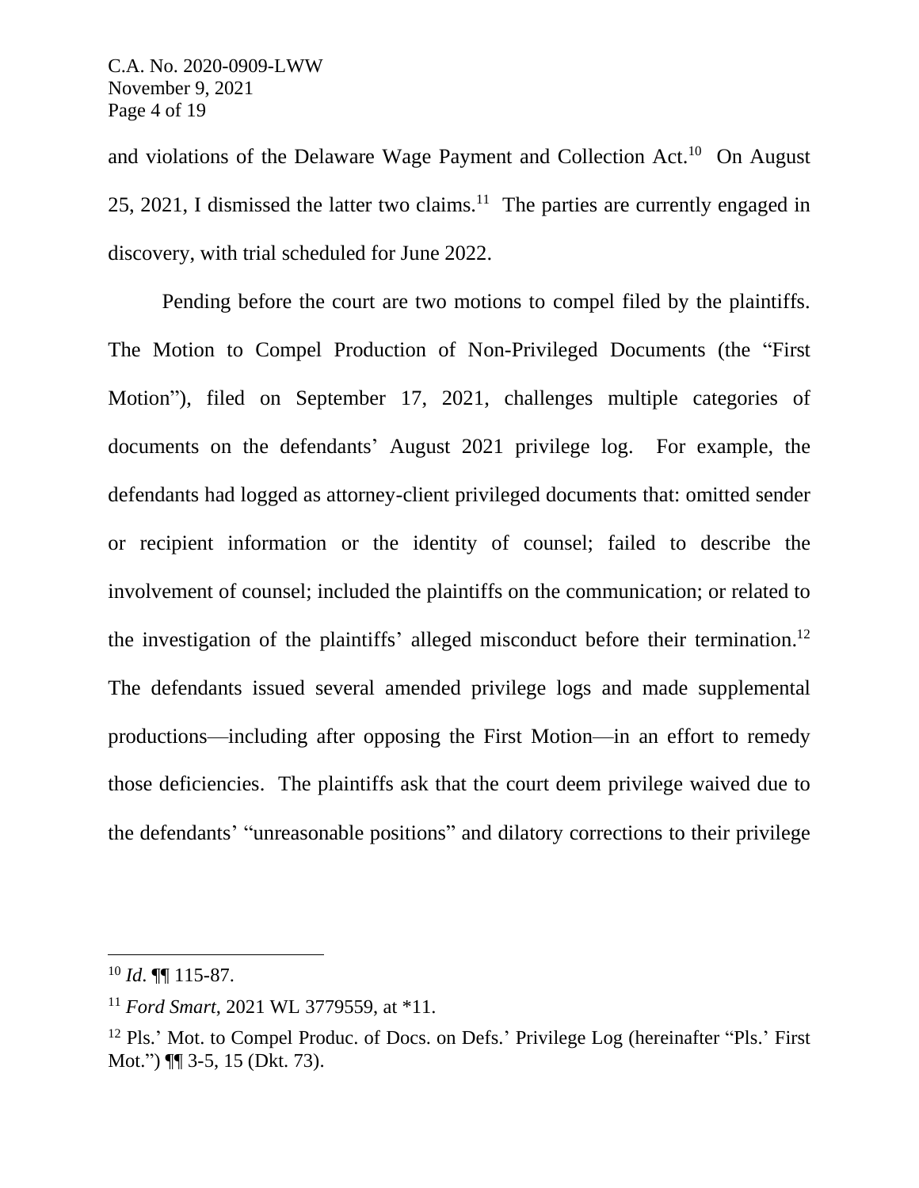and violations of the Delaware Wage Payment and Collection Act.[10] On August 25, 2021, I dismissed the latter two claims.[11] The parties are currently engaged in discovery, with trial scheduled for June 2022.

Pending before the court are two motions to compel filed by the plaintiffs. The Motion to Compel Production of Non-Privileged Documents (the "First Motion"), filed on September 17, 2021, challenges multiple categories of documents on the defendants' August 2021 privilege log. For example, the defendants had logged as attorney-client privileged documents that: omitted sender or recipient information or the identity of counsel; failed to describe the involvement of counsel; included the plaintiffs on the communication; or related to the investigation of the plaintiffs' alleged misconduct before their termination.[12] The defendants issued several amended privilege logs and made supplemental productions—including after opposing the First Motion—in an effort to remedy those deficiencies. The plaintiffs ask that the court deem privilege waived due to the defendants' "unreasonable positions" and dilatory corrections to their privilege

---

[10] *Id*. ¶¶ 115-87.

[11] *Ford Smart*, 2021 WL 3779559, at *11.

[12] Pls.' Mot. to Compel Produc. of Docs. on Defs.' Privilege Log (hereinafter "Pls.' First Mot.") ¶¶ 3-5, 15 (Dkt. 73).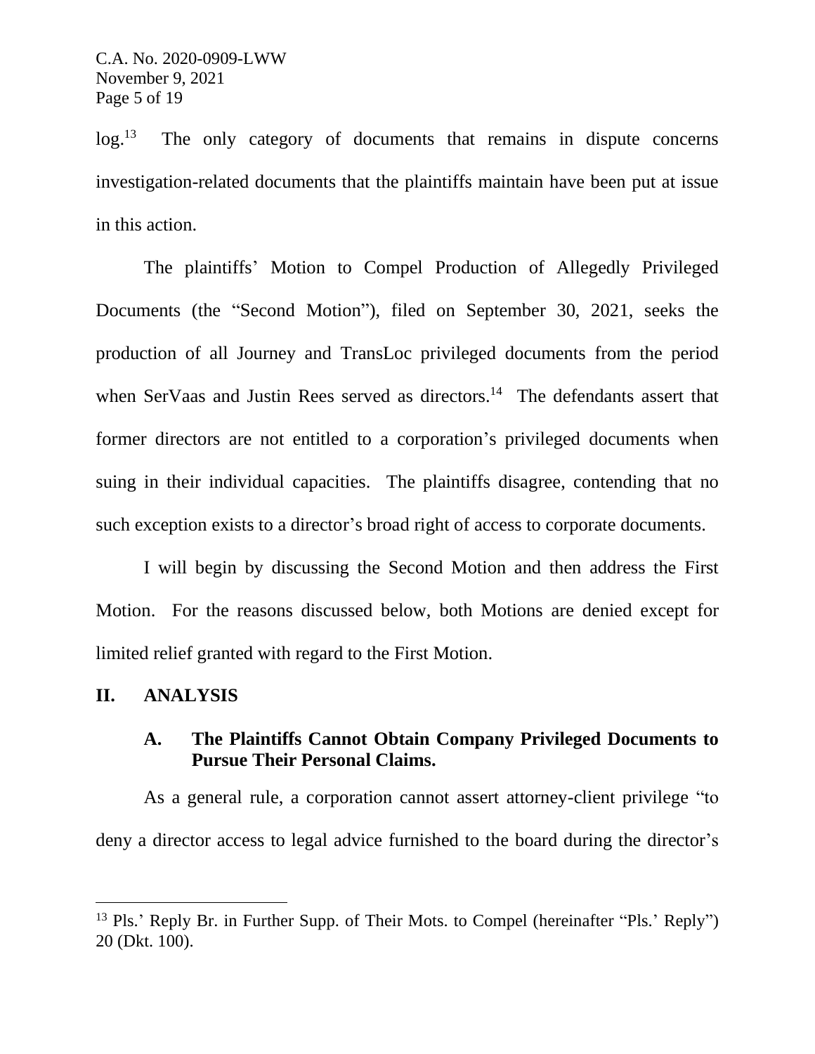log.[13] The only category of documents that remains in dispute concerns investigation-related documents that the plaintiffs maintain have been put at issue in this action.

The plaintiffs' Motion to Compel Production of Allegedly Privileged Documents (the "Second Motion"), filed on September 30, 2021, seeks the production of all Journey and TransLoc privileged documents from the period when SerVaas and Justin Rees served as directors.[14] The defendants assert that former directors are not entitled to a corporation's privileged documents when suing in their individual capacities. The plaintiffs disagree, contending that no such exception exists to a director's broad right of access to corporate documents.

I will begin by discussing the Second Motion and then address the First Motion. For the reasons discussed below, both Motions are denied except for limited relief granted with regard to the First Motion.

## II. ANALYSIS

### A. The Plaintiffs Cannot Obtain Company Privileged Documents to Pursue Their Personal Claims.

As a general rule, a corporation cannot assert attorney-client privilege "to deny a director access to legal advice furnished to the board during the director's

---

[13] Pls.' Reply Br. in Further Supp. of Their Mots. to Compel (hereinafter "Pls.' Reply") 20 (Dkt. 100).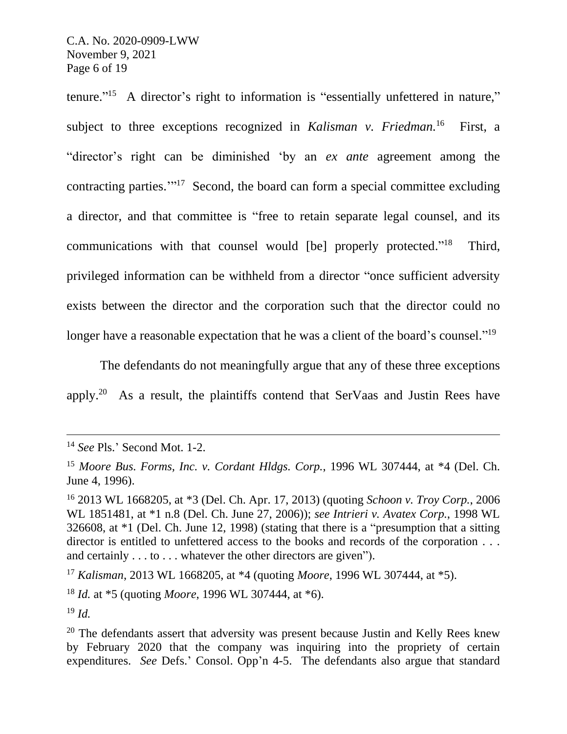tenure."[15] A director's right to information is "essentially unfettered in nature," subject to three exceptions recognized in *Kalisman v. Friedman*.[16] First, a "director's right can be diminished 'by an *ex ante* agreement among the contracting parties.'"[17] Second, the board can form a special committee excluding a director, and that committee is "free to retain separate legal counsel, and its communications with that counsel would [be] properly protected."[18] Third, privileged information can be withheld from a director "once sufficient adversity exists between the director and the corporation such that the director could no longer have a reasonable expectation that he was a client of the board's counsel."[19]

The defendants do not meaningfully argue that any of these three exceptions apply.[20] As a result, the plaintiffs contend that SerVaas and Justin Rees have

---

[14] *See* Pls.' Second Mot. 1-2.

[15] *Moore Bus. Forms, Inc. v. Cordant Hldgs. Corp.*, 1996 WL 307444, at *4 (Del. Ch. June 4, 1996).

[16] 2013 WL 1668205, at *3 (Del. Ch. Apr. 17, 2013) (quoting *Schoon v. Troy Corp.*, 2006 WL 1851481, at *1 n.8 (Del. Ch. June 27, 2006)); *see Intrieri v. Avatex Corp.*, 1998 WL 326608, at *1 (Del. Ch. June 12, 1998) (stating that there is a "presumption that a sitting director is entitled to unfettered access to the books and records of the corporation . . . and certainly . . . to . . . whatever the other directors are given").

[17] *Kalisman*, 2013 WL 1668205, at *4 (quoting *Moore*, 1996 WL 307444, at *5).

[18] *Id.* at *5 (quoting *Moore*, 1996 WL 307444, at *6).

[19] *Id.*

[20] The defendants assert that adversity was present because Justin and Kelly Rees knew by February 2020 that the company was inquiring into the propriety of certain expenditures. *See* Defs.' Consol. Opp'n 4-5. The defendants also argue that standard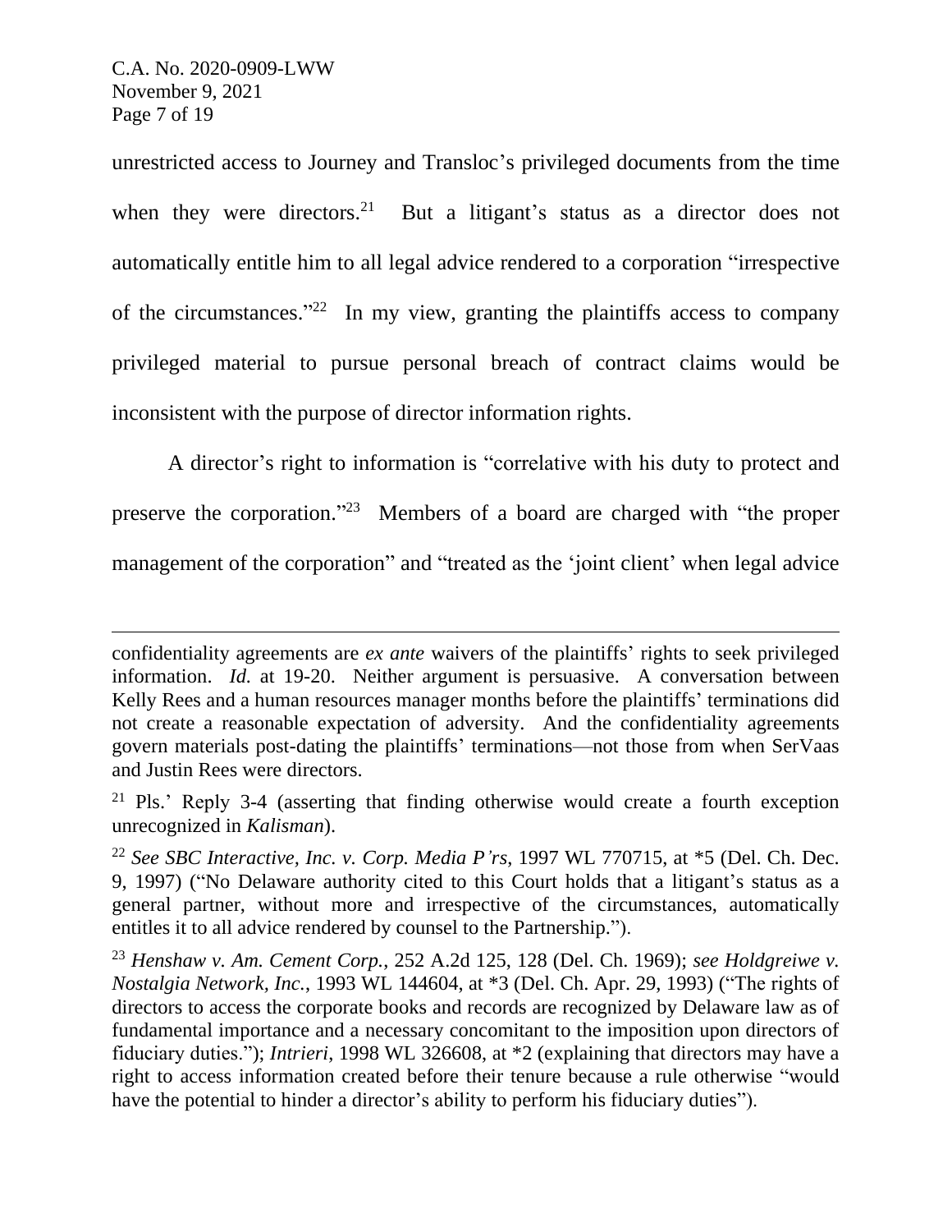unrestricted access to Journey and Transloc's privileged documents from the time when they were directors.[21] But a litigant's status as a director does not automatically entitle him to all legal advice rendered to a corporation "irrespective of the circumstances."[22] In my view, granting the plaintiffs access to company privileged material to pursue personal breach of contract claims would be inconsistent with the purpose of director information rights.

A director's right to information is "correlative with his duty to protect and preserve the corporation."[23] Members of a board are charged with "the proper management of the corporation" and "treated as the 'joint client' when legal advice

---

confidentiality agreements are *ex ante* waivers of the plaintiffs' rights to seek privileged information. *Id.* at 19-20. Neither argument is persuasive. A conversation between Kelly Rees and a human resources manager months before the plaintiffs' terminations did not create a reasonable expectation of adversity. And the confidentiality agreements govern materials post-dating the plaintiffs' terminations—not those from when SerVaas and Justin Rees were directors.

[21] Pls.' Reply 3-4 (asserting that finding otherwise would create a fourth exception unrecognized in *Kalisman*).

[22] *See SBC Interactive, Inc. v. Corp. Media P'rs*, 1997 WL 770715, at *5 (Del. Ch. Dec. 9, 1997) ("No Delaware authority cited to this Court holds that a litigant's status as a general partner, without more and irrespective of the circumstances, automatically entitles it to all advice rendered by counsel to the Partnership.").

[23] *Henshaw v. Am. Cement Corp.*, 252 A.2d 125, 128 (Del. Ch. 1969); *see Holdgreiwe v. Nostalgia Network, Inc.*, 1993 WL 144604, at *3 (Del. Ch. Apr. 29, 1993) ("The rights of directors to access the corporate books and records are recognized by Delaware law as of fundamental importance and a necessary concomitant to the imposition upon directors of fiduciary duties."); *Intrieri*, 1998 WL 326608, at *2 (explaining that directors may have a right to access information created before their tenure because a rule otherwise "would have the potential to hinder a director's ability to perform his fiduciary duties").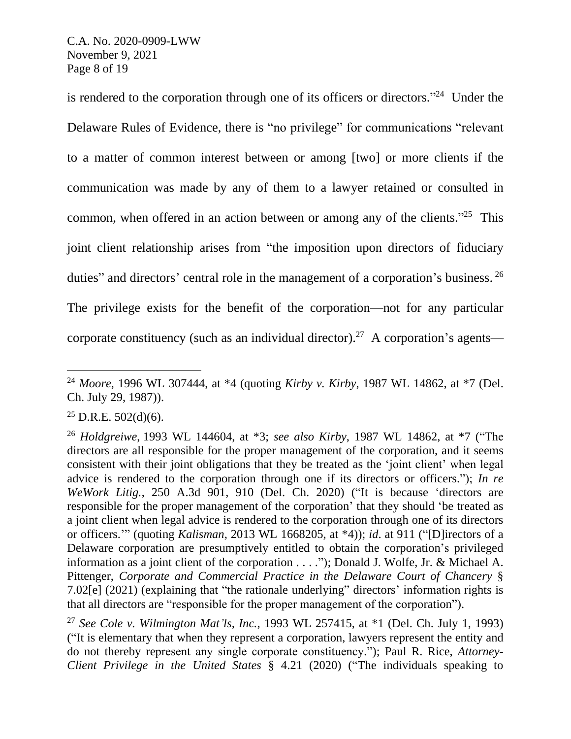is rendered to the corporation through one of its officers or directors."[24] Under the Delaware Rules of Evidence, there is "no privilege" for communications "relevant to a matter of common interest between or among [two] or more clients if the communication was made by any of them to a lawyer retained or consulted in common, when offered in an action between or among any of the clients."[25] This joint client relationship arises from "the imposition upon directors of fiduciary duties" and directors' central role in the management of a corporation's business.[26] The privilege exists for the benefit of the corporation—not for any particular corporate constituency (such as an individual director).[27] A corporation's agents—

---

[24] *Moore*, 1996 WL 307444, at *4 (quoting *Kirby v. Kirby*, 1987 WL 14862, at *7 (Del. Ch. July 29, 1987)).

[25] D.R.E. 502(d)(6).

[26] *Holdgreiwe*, 1993 WL 144604, at *3; *see also Kirby*, 1987 WL 14862, at *7 ("The directors are all responsible for the proper management of the corporation, and it seems consistent with their joint obligations that they be treated as the 'joint client' when legal advice is rendered to the corporation through one if its directors or officers."); *In re WeWork Litig.*, 250 A.3d 901, 910 (Del. Ch. 2020) ("It is because 'directors are responsible for the proper management of the corporation' that they should 'be treated as a joint client when legal advice is rendered to the corporation through one of its directors or officers.'" (quoting *Kalisman*, 2013 WL 1668205, at *4)); *id*. at 911 ("[D]irectors of a Delaware corporation are presumptively entitled to obtain the corporation's privileged information as a joint client of the corporation . . . ."); Donald J. Wolfe, Jr. & Michael A. Pittenger, *Corporate and Commercial Practice in the Delaware Court of Chancery* § 7.02[e] (2021) (explaining that "the rationale underlying" directors' information rights is that all directors are "responsible for the proper management of the corporation").

[27] *See Cole v. Wilmington Mat'ls, Inc.*, 1993 WL 257415, at *1 (Del. Ch. July 1, 1993) ("It is elementary that when they represent a corporation, lawyers represent the entity and do not thereby represent any single corporate constituency."); Paul R. Rice, *Attorney-Client Privilege in the United States* § 4.21 (2020) ("The individuals speaking to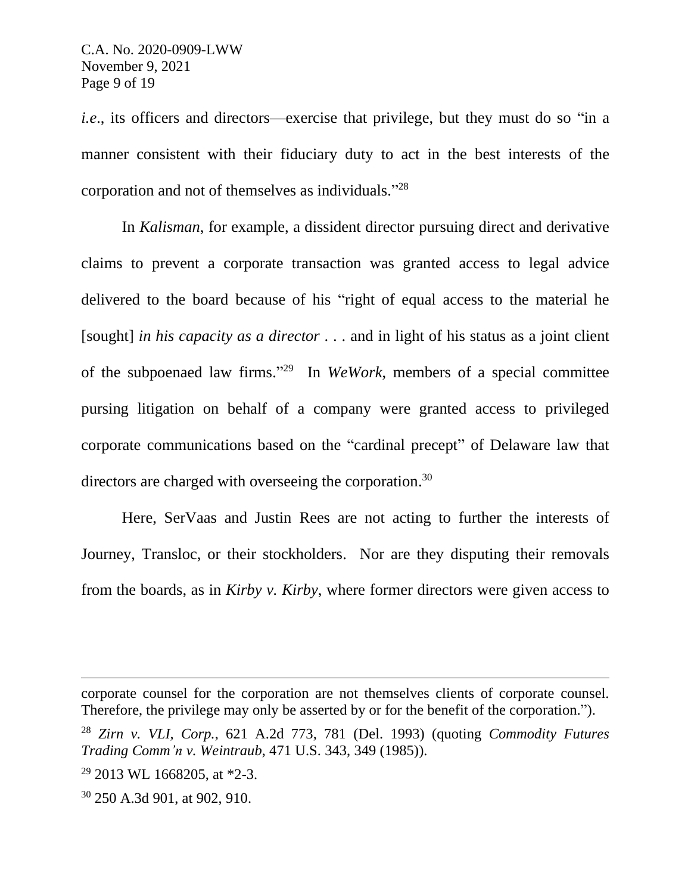*i.e*., its officers and directors—exercise that privilege, but they must do so "in a manner consistent with their fiduciary duty to act in the best interests of the corporation and not of themselves as individuals."[28]

In *Kalisman*, for example, a dissident director pursuing direct and derivative claims to prevent a corporate transaction was granted access to legal advice delivered to the board because of his "right of equal access to the material he [sought] *in his capacity as a director* . . . and in light of his status as a joint client of the subpoenaed law firms."[29] In *WeWork*, members of a special committee pursing litigation on behalf of a company were granted access to privileged corporate communications based on the "cardinal precept" of Delaware law that directors are charged with overseeing the corporation.[30]

Here, SerVaas and Justin Rees are not acting to further the interests of Journey, Transloc, or their stockholders. Nor are they disputing their removals from the boards, as in *Kirby v. Kirby*, where former directors were given access to

---

corporate counsel for the corporation are not themselves clients of corporate counsel. Therefore, the privilege may only be asserted by or for the benefit of the corporation.").

[28] *Zirn v. VLI, Corp.*, 621 A.2d 773, 781 (Del. 1993) (quoting *Commodity Futures Trading Comm'n v. Weintraub*, 471 U.S. 343, 349 (1985)).

[29] 2013 WL 1668205, at *2-3.

[30] 250 A.3d 901, at 902, 910.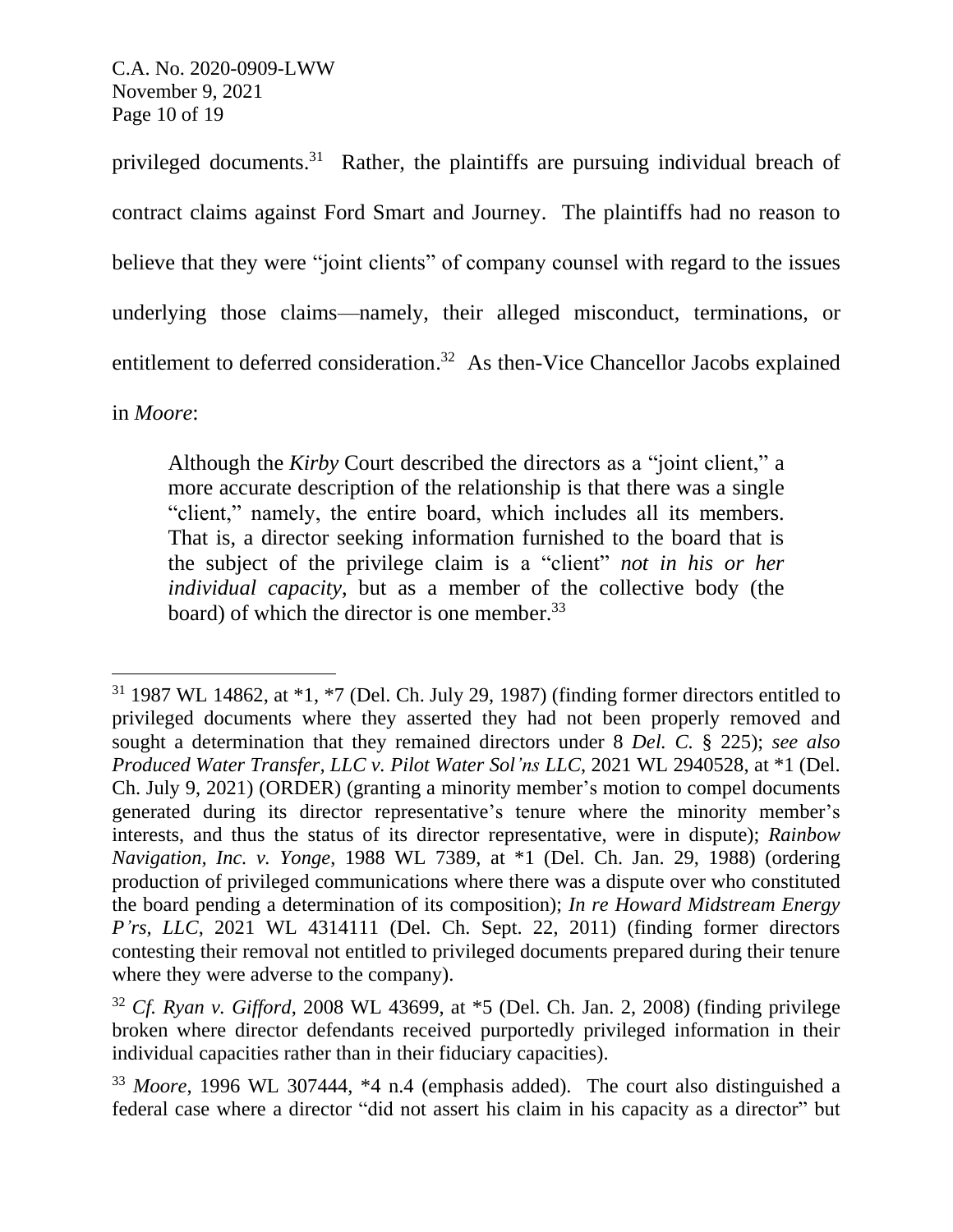privileged documents.[31] Rather, the plaintiffs are pursuing individual breach of contract claims against Ford Smart and Journey. The plaintiffs had no reason to believe that they were "joint clients" of company counsel with regard to the issues underlying those claims—namely, their alleged misconduct, terminations, or entitlement to deferred consideration.[32] As then-Vice Chancellor Jacobs explained in *Moore*:

> Although the *Kirby* Court described the directors as a "joint client," a more accurate description of the relationship is that there was a single "client," namely, the entire board, which includes all its members. That is, a director seeking information furnished to the board that is the subject of the privilege claim is a "client" *not in his or her individual capacity*, but as a member of the collective body (the board) of which the director is one member.[33]

---

[31] 1987 WL 14862, at *1, *7 (Del. Ch. July 29, 1987) (finding former directors entitled to privileged documents where they asserted they had not been properly removed and sought a determination that they remained directors under 8 *Del. C.* § 225); *see also Produced Water Transfer, LLC v. Pilot Water Sol'ns LLC*, 2021 WL 2940528, at *1 (Del. Ch. July 9, 2021) (ORDER) (granting a minority member's motion to compel documents generated during its director representative's tenure where the minority member's interests, and thus the status of its director representative, were in dispute); *Rainbow Navigation, Inc. v. Yonge*, 1988 WL 7389, at *1 (Del. Ch. Jan. 29, 1988) (ordering production of privileged communications where there was a dispute over who constituted the board pending a determination of its composition); *In re Howard Midstream Energy P'rs, LLC*, 2021 WL 4314111 (Del. Ch. Sept. 22, 2011) (finding former directors contesting their removal not entitled to privileged documents prepared during their tenure where they were adverse to the company).

[32] *Cf. Ryan v. Gifford*, 2008 WL 43699, at *5 (Del. Ch. Jan. 2, 2008) (finding privilege broken where director defendants received purportedly privileged information in their individual capacities rather than in their fiduciary capacities).

[33] *Moore*, 1996 WL 307444, *4 n.4 (emphasis added). The court also distinguished a federal case where a director "did not assert his claim in his capacity as a director" but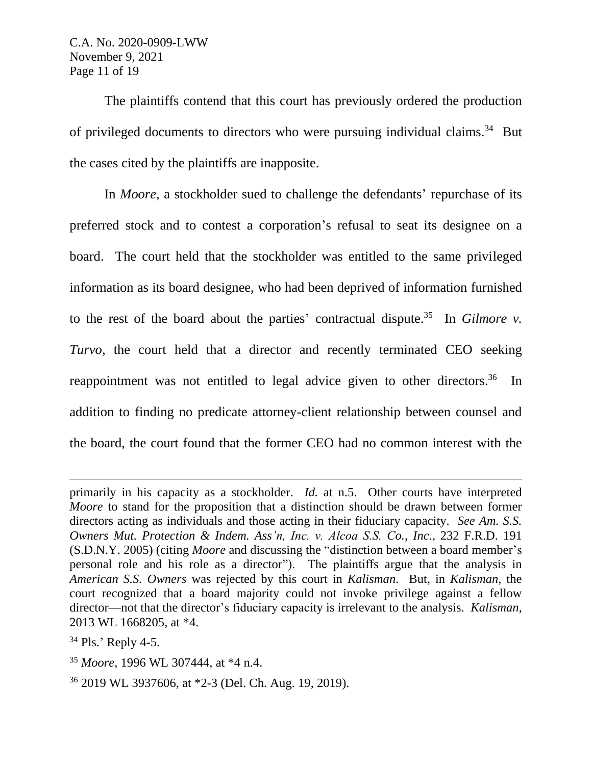The plaintiffs contend that this court has previously ordered the production of privileged documents to directors who were pursuing individual claims.[34] But the cases cited by the plaintiffs are inapposite.

In *Moore*, a stockholder sued to challenge the defendants' repurchase of its preferred stock and to contest a corporation's refusal to seat its designee on a board. The court held that the stockholder was entitled to the same privileged information as its board designee, who had been deprived of information furnished to the rest of the board about the parties' contractual dispute.[35] In *Gilmore v. Turvo*, the court held that a director and recently terminated CEO seeking reappointment was not entitled to legal advice given to other directors.[36] In addition to finding no predicate attorney-client relationship between counsel and the board, the court found that the former CEO had no common interest with the

---

primarily in his capacity as a stockholder. *Id.* at n.5. Other courts have interpreted *Moore* to stand for the proposition that a distinction should be drawn between former directors acting as individuals and those acting in their fiduciary capacity. *See Am. S.S. Owners Mut. Protection & Indem. Ass'n, Inc. v. Alcoa S.S. Co., Inc.*, 232 F.R.D. 191 (S.D.N.Y. 2005) (citing *Moore* and discussing the "distinction between a board member's personal role and his role as a director"). The plaintiffs argue that the analysis in *American S.S. Owners* was rejected by this court in *Kalisman*. But, in *Kalisman*, the court recognized that a board majority could not invoke privilege against a fellow director—not that the director's fiduciary capacity is irrelevant to the analysis. *Kalisman*, 2013 WL 1668205, at *4.

[34] Pls.' Reply 4-5.

[35] *Moore*, 1996 WL 307444, at *4 n.4.

[36] 2019 WL 3937606, at *2-3 (Del. Ch. Aug. 19, 2019).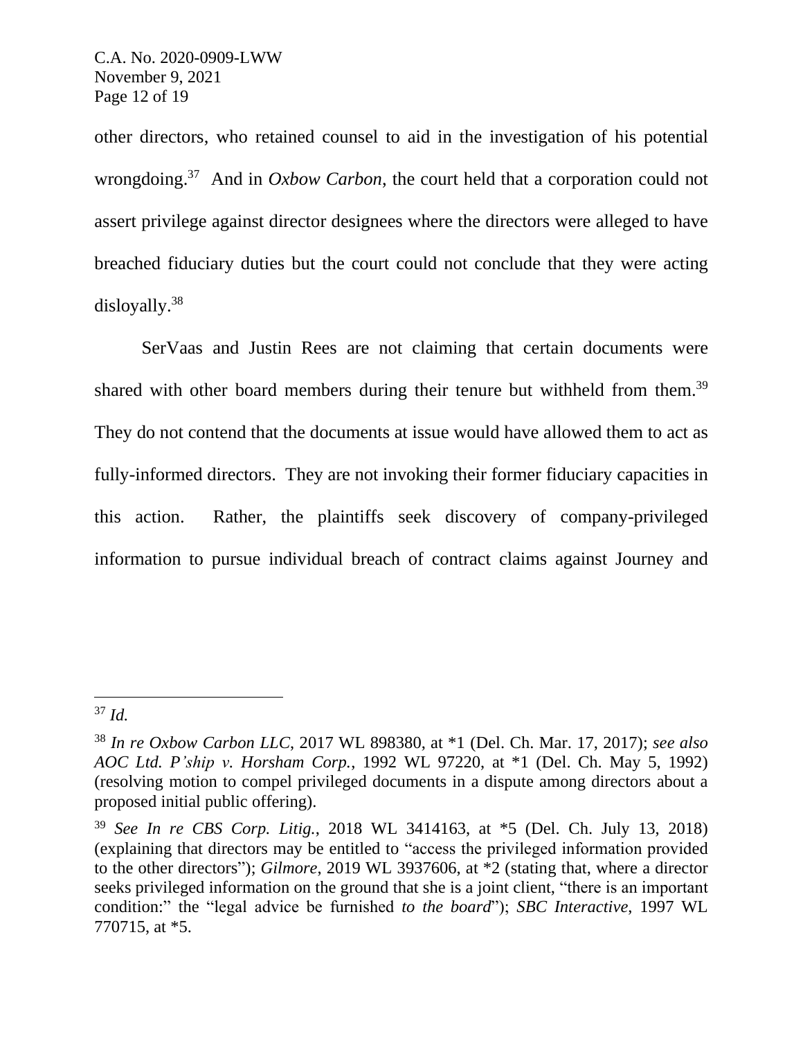other directors, who retained counsel to aid in the investigation of his potential wrongdoing.[37] And in *Oxbow Carbon*, the court held that a corporation could not assert privilege against director designees where the directors were alleged to have breached fiduciary duties but the court could not conclude that they were acting disloyally.[38]

SerVaas and Justin Rees are not claiming that certain documents were shared with other board members during their tenure but withheld from them.[39] They do not contend that the documents at issue would have allowed them to act as fully-informed directors. They are not invoking their former fiduciary capacities in this action. Rather, the plaintiffs seek discovery of company-privileged information to pursue individual breach of contract claims against Journey and

---

[37] *Id.*

[38] *In re Oxbow Carbon LLC*, 2017 WL 898380, at *1 (Del. Ch. Mar. 17, 2017); *see also AOC Ltd. P'ship v. Horsham Corp.*, 1992 WL 97220, at *1 (Del. Ch. May 5, 1992) (resolving motion to compel privileged documents in a dispute among directors about a proposed initial public offering).

[39] *See In re CBS Corp. Litig.*, 2018 WL 3414163, at *5 (Del. Ch. July 13, 2018) (explaining that directors may be entitled to "access the privileged information provided to the other directors"); *Gilmore*, 2019 WL 3937606, at *2 (stating that, where a director seeks privileged information on the ground that she is a joint client, "there is an important condition:" the "legal advice be furnished *to the board*"); *SBC Interactive*, 1997 WL 770715, at *5.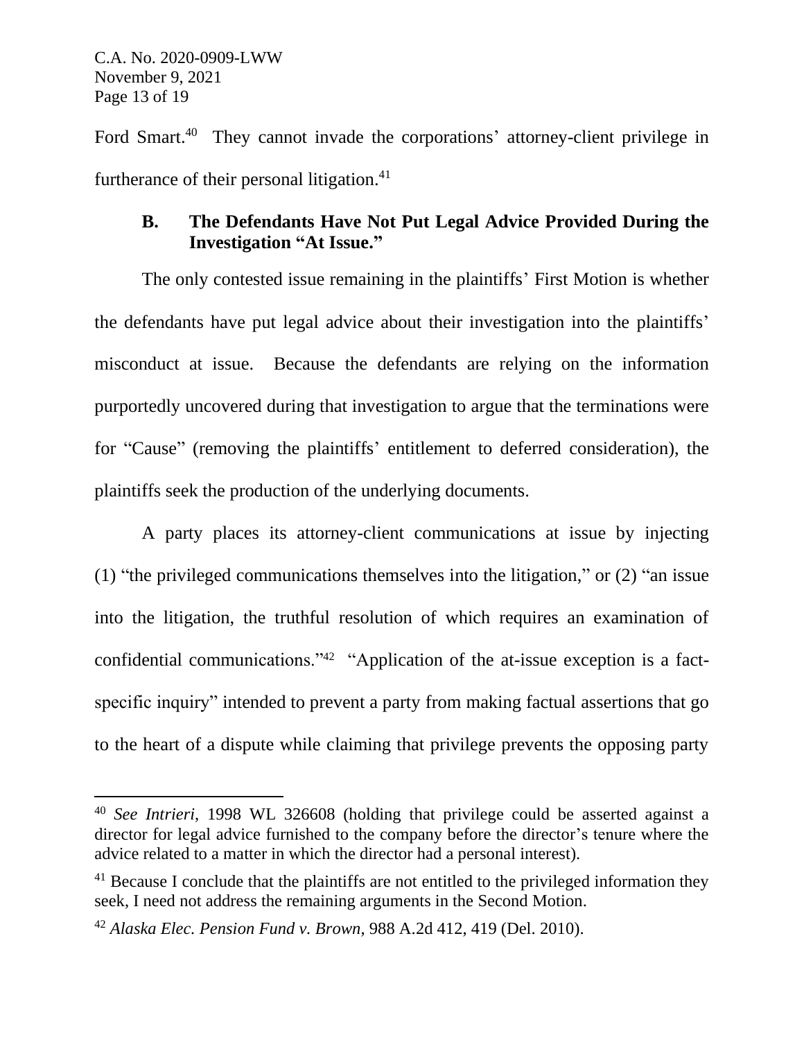Ford Smart.[40] They cannot invade the corporations' attorney-client privilege in furtherance of their personal litigation.[41]

### B. The Defendants Have Not Put Legal Advice Provided During the Investigation "At Issue."

The only contested issue remaining in the plaintiffs' First Motion is whether the defendants have put legal advice about their investigation into the plaintiffs' misconduct at issue. Because the defendants are relying on the information purportedly uncovered during that investigation to argue that the terminations were for "Cause" (removing the plaintiffs' entitlement to deferred consideration), the plaintiffs seek the production of the underlying documents.

A party places its attorney-client communications at issue by injecting (1) "the privileged communications themselves into the litigation," or (2) "an issue into the litigation, the truthful resolution of which requires an examination of confidential communications."[42] "Application of the at-issue exception is a fact-specific inquiry" intended to prevent a party from making factual assertions that go to the heart of a dispute while claiming that privilege prevents the opposing party

---

[40] *See Intrieri*, 1998 WL 326608 (holding that privilege could be asserted against a director for legal advice furnished to the company before the director's tenure where the advice related to a matter in which the director had a personal interest).

[41] Because I conclude that the plaintiffs are not entitled to the privileged information they seek, I need not address the remaining arguments in the Second Motion.

[42] *Alaska Elec. Pension Fund v. Brown*, 988 A.2d 412, 419 (Del. 2010).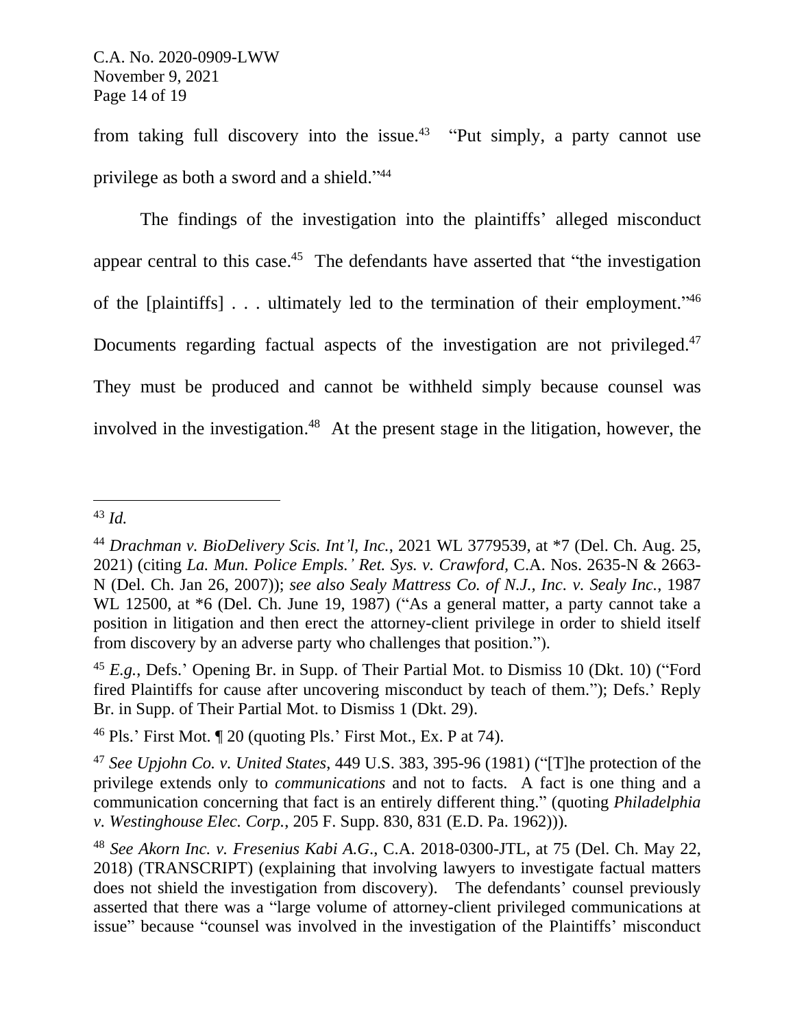from taking full discovery into the issue.[43] "Put simply, a party cannot use privilege as both a sword and a shield."[44]

The findings of the investigation into the plaintiffs' alleged misconduct appear central to this case.[45] The defendants have asserted that "the investigation of the [plaintiffs] . . . ultimately led to the termination of their employment."[46] Documents regarding factual aspects of the investigation are not privileged.[47] They must be produced and cannot be withheld simply because counsel was involved in the investigation.[48] At the present stage in the litigation, however, the

---

[43] *Id.*

[44] *Drachman v. BioDelivery Scis. Int'l, Inc.*, 2021 WL 3779539, at *7 (Del. Ch. Aug. 25, 2021) (citing *La. Mun. Police Empls.' Ret. Sys. v. Crawford*, C.A. Nos. 2635-N & 2663-N (Del. Ch. Jan 26, 2007)); *see also Sealy Mattress Co. of N.J., Inc. v. Sealy Inc.*, 1987 WL 12500, at *6 (Del. Ch. June 19, 1987) ("As a general matter, a party cannot take a position in litigation and then erect the attorney-client privilege in order to shield itself from discovery by an adverse party who challenges that position.").

[45] *E.g.*, Defs.' Opening Br. in Supp. of Their Partial Mot. to Dismiss 10 (Dkt. 10) ("Ford fired Plaintiffs for cause after uncovering misconduct by teach of them."); Defs.' Reply Br. in Supp. of Their Partial Mot. to Dismiss 1 (Dkt. 29).

[46] Pls.' First Mot. ¶ 20 (quoting Pls.' First Mot., Ex. P at 74).

[47] *See Upjohn Co. v. United States*, 449 U.S. 383, 395-96 (1981) ("[T]he protection of the privilege extends only to *communications* and not to facts. A fact is one thing and a communication concerning that fact is an entirely different thing." (quoting *Philadelphia v. Westinghouse Elec. Corp.*, 205 F. Supp. 830, 831 (E.D. Pa. 1962))).

[48] *See Akorn Inc. v. Fresenius Kabi A.G.*, C.A. 2018-0300-JTL, at 75 (Del. Ch. May 22, 2018) (TRANSCRIPT) (explaining that involving lawyers to investigate factual matters does not shield the investigation from discovery). The defendants' counsel previously asserted that there was a "large volume of attorney-client privileged communications at issue" because "counsel was involved in the investigation of the Plaintiffs' misconduct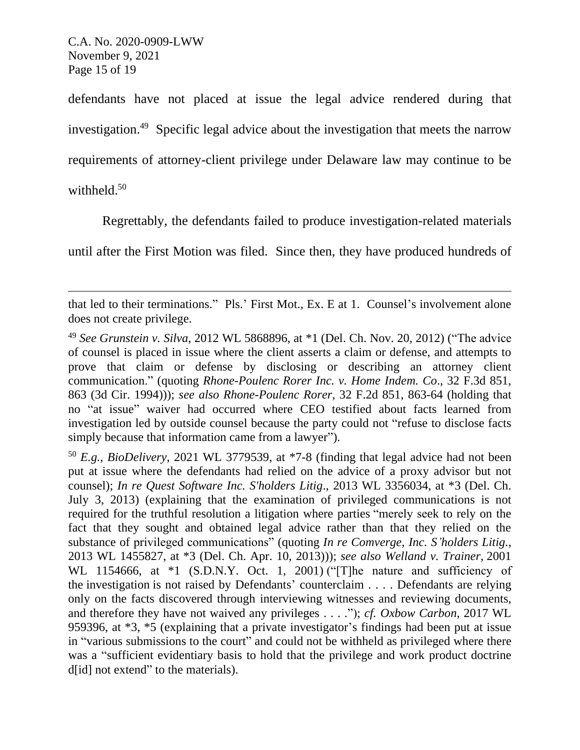defendants have not placed at issue the legal advice rendered during that investigation.[49] Specific legal advice about the investigation that meets the narrow requirements of attorney-client privilege under Delaware law may continue to be withheld.[50]

Regrettably, the defendants failed to produce investigation-related materials until after the First Motion was filed. Since then, they have produced hundreds of

---

that led to their terminations." Pls.' First Mot., Ex. E at 1. Counsel's involvement alone does not create privilege.

[49] *See Grunstein v. Silva*, 2012 WL 5868896, at *1 (Del. Ch. Nov. 20, 2012) ("The advice of counsel is placed in issue where the client asserts a claim or defense, and attempts to prove that claim or defense by disclosing or describing an attorney client communication." (quoting *Rhone-Poulenc Rorer Inc. v. Home Indem. Co*., 32 F.3d 851, 863 (3d Cir. 1994))); *see also Rhone-Poulenc Rorer*, 32 F.2d 851, 863-64 (holding that no "at issue" waiver had occurred where CEO testified about facts learned from investigation led by outside counsel because the party could not "refuse to disclose facts simply because that information came from a lawyer").

[50] *E.g.*, *BioDelivery*, 2021 WL 3779539, at *7-8 (finding that legal advice had not been put at issue where the defendants had relied on the advice of a proxy advisor but not counsel); *In re Quest Software Inc. S'holders Litig*., 2013 WL 3356034, at *3 (Del. Ch. July 3, 2013) (explaining that the examination of privileged communications is not required for the truthful resolution a litigation where parties "merely seek to rely on the fact that they sought and obtained legal advice rather than that they relied on the substance of privileged communications" (quoting *In re Comverge, Inc. S'holders Litig.*, 2013 WL 1455827, at *3 (Del. Ch. Apr. 10, 2013))); *see also Welland v. Trainer*, 2001 WL 1154666, at *1 (S.D.N.Y. Oct. 1, 2001) ("[T]he nature and sufficiency of the investigation is not raised by Defendants' counterclaim . . . . Defendants are relying only on the facts discovered through interviewing witnesses and reviewing documents, and therefore they have not waived any privileges . . . ."); *cf. Oxbow Carbon*, 2017 WL 959396, at *3, *5 (explaining that a private investigator's findings had been put at issue in "various submissions to the court" and could not be withheld as privileged where there was a "sufficient evidentiary basis to hold that the privilege and work product doctrine d[id] not extend" to the materials).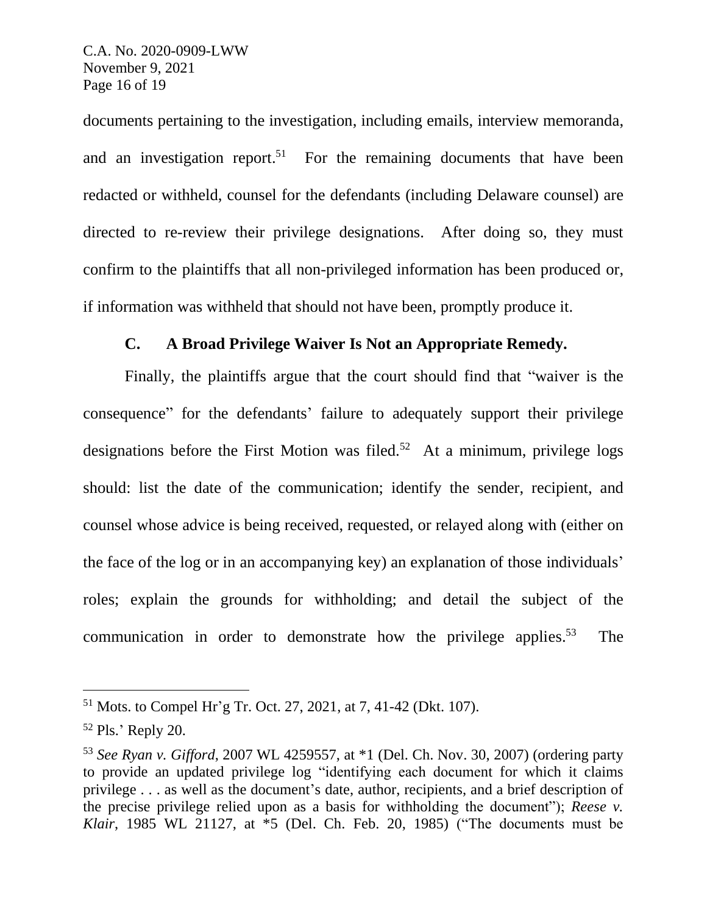documents pertaining to the investigation, including emails, interview memoranda, and an investigation report.[51] For the remaining documents that have been redacted or withheld, counsel for the defendants (including Delaware counsel) are directed to re-review their privilege designations. After doing so, they must confirm to the plaintiffs that all non-privileged information has been produced or, if information was withheld that should not have been, promptly produce it.

### C. A Broad Privilege Waiver Is Not an Appropriate Remedy.

Finally, the plaintiffs argue that the court should find that "waiver is the consequence" for the defendants' failure to adequately support their privilege designations before the First Motion was filed.[52] At a minimum, privilege logs should: list the date of the communication; identify the sender, recipient, and counsel whose advice is being received, requested, or relayed along with (either on the face of the log or in an accompanying key) an explanation of those individuals' roles; explain the grounds for withholding; and detail the subject of the communication in order to demonstrate how the privilege applies.[53] The

---

[51] Mots. to Compel Hr'g Tr. Oct. 27, 2021, at 7, 41-42 (Dkt. 107).

[52] Pls.' Reply 20.

[53] *See Ryan v. Gifford*, 2007 WL 4259557, at *1 (Del. Ch. Nov. 30, 2007) (ordering party to provide an updated privilege log "identifying each document for which it claims privilege . . . as well as the document's date, author, recipients, and a brief description of the precise privilege relied upon as a basis for withholding the document"); *Reese v. Klair*, 1985 WL 21127, at *5 (Del. Ch. Feb. 20, 1985) ("The documents must be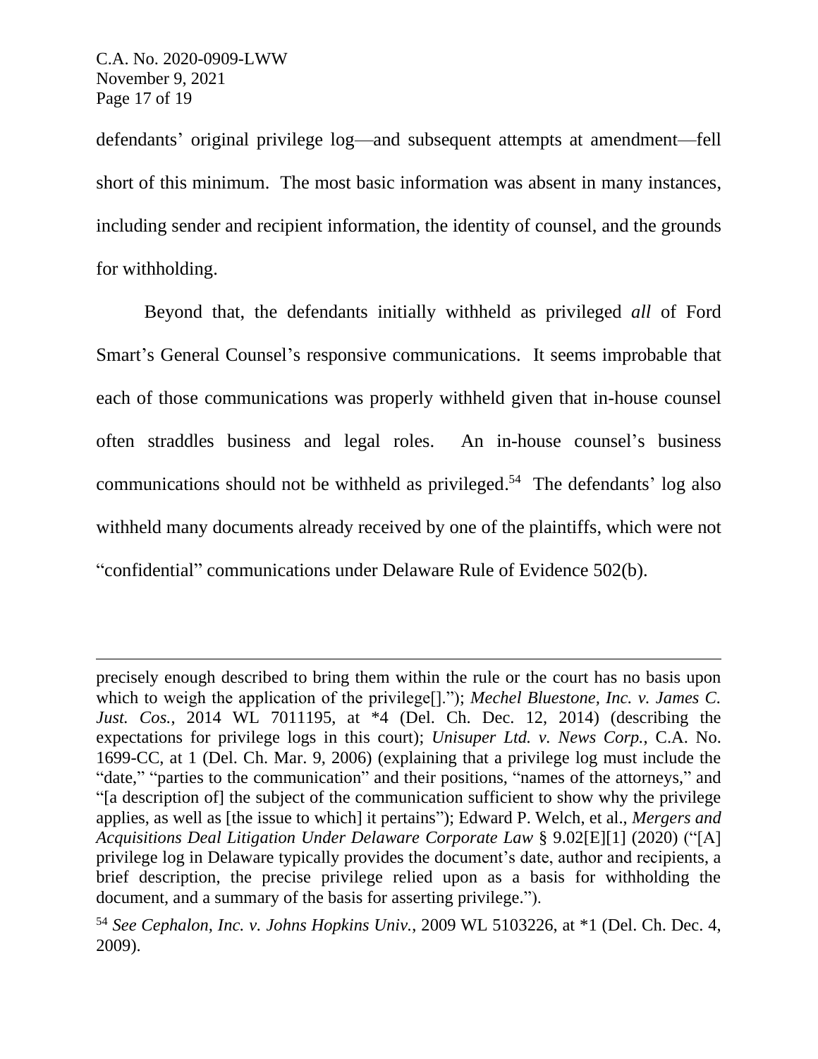defendants' original privilege log—and subsequent attempts at amendment—fell short of this minimum. The most basic information was absent in many instances, including sender and recipient information, the identity of counsel, and the grounds for withholding.

Beyond that, the defendants initially withheld as privileged *all* of Ford Smart's General Counsel's responsive communications. It seems improbable that each of those communications was properly withheld given that in-house counsel often straddles business and legal roles. An in-house counsel's business communications should not be withheld as privileged.[54] The defendants' log also withheld many documents already received by one of the plaintiffs, which were not "confidential" communications under Delaware Rule of Evidence 502(b).

---

precisely enough described to bring them within the rule or the court has no basis upon which to weigh the application of the privilege[]."); *Mechel Bluestone, Inc. v. James C. Just. Cos.*, 2014 WL 7011195, at *4 (Del. Ch. Dec. 12, 2014) (describing the expectations for privilege logs in this court); *Unisuper Ltd. v. News Corp.*, C.A. No. 1699-CC, at 1 (Del. Ch. Mar. 9, 2006) (explaining that a privilege log must include the "date," "parties to the communication" and their positions, "names of the attorneys," and "[a description of] the subject of the communication sufficient to show why the privilege applies, as well as [the issue to which] it pertains"); Edward P. Welch, et al., *Mergers and Acquisitions Deal Litigation Under Delaware Corporate Law* § 9.02[E][1] (2020) ("[A] privilege log in Delaware typically provides the document's date, author and recipients, a brief description, the precise privilege relied upon as a basis for withholding the document, and a summary of the basis for asserting privilege.").

[54] *See Cephalon, Inc. v. Johns Hopkins Univ.*, 2009 WL 5103226, at *1 (Del. Ch. Dec. 4, 2009).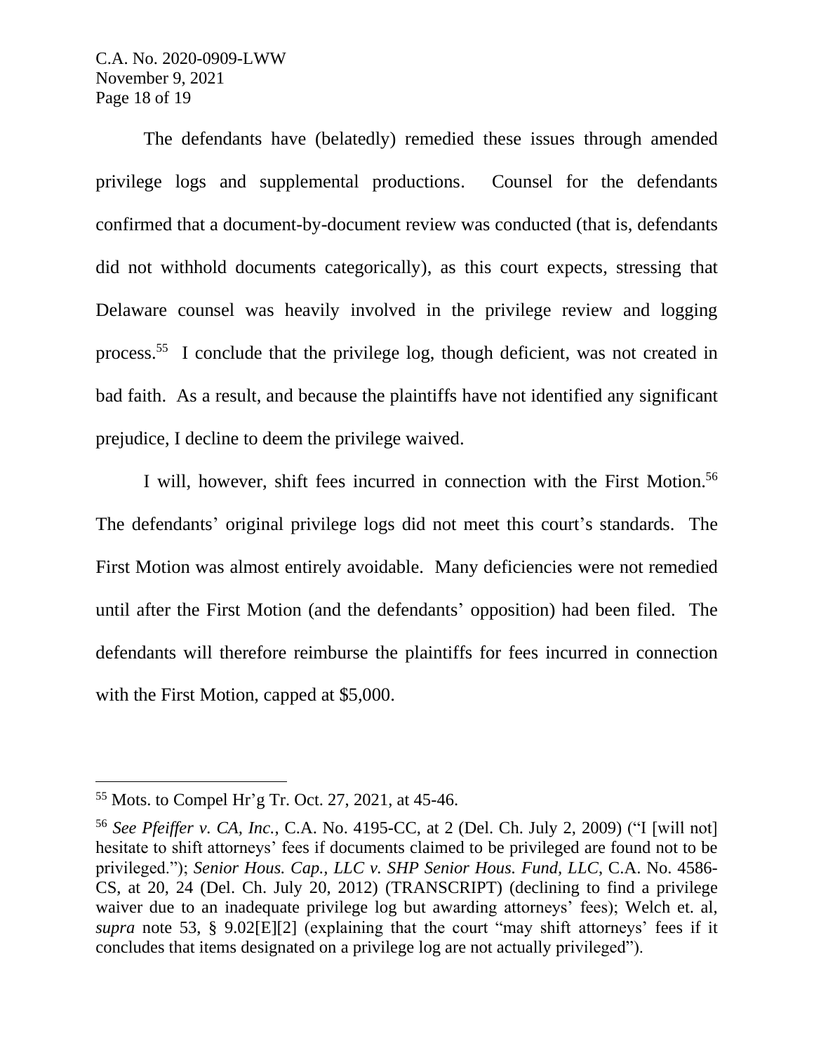The defendants have (belatedly) remedied these issues through amended privilege logs and supplemental productions. Counsel for the defendants confirmed that a document-by-document review was conducted (that is, defendants did not withhold documents categorically), as this court expects, stressing that Delaware counsel was heavily involved in the privilege review and logging process.[55] I conclude that the privilege log, though deficient, was not created in bad faith. As a result, and because the plaintiffs have not identified any significant prejudice, I decline to deem the privilege waived.

I will, however, shift fees incurred in connection with the First Motion.[56] The defendants' original privilege logs did not meet this court's standards. The First Motion was almost entirely avoidable. Many deficiencies were not remedied until after the First Motion (and the defendants' opposition) had been filed. The defendants will therefore reimburse the plaintiffs for fees incurred in connection with the First Motion, capped at $5,000.

---

[55] Mots. to Compel Hr'g Tr. Oct. 27, 2021, at 45-46.

[56] *See Pfeiffer v. CA, Inc.*, C.A. No. 4195-CC, at 2 (Del. Ch. July 2, 2009) ("I [will not] hesitate to shift attorneys' fees if documents claimed to be privileged are found not to be privileged."); *Senior Hous. Cap., LLC v. SHP Senior Hous. Fund, LLC*, C.A. No. 4586-CS, at 20, 24 (Del. Ch. July 20, 2012) (TRANSCRIPT) (declining to find a privilege waiver due to an inadequate privilege log but awarding attorneys' fees); Welch et. al, *supra* note 53, § 9.02[E][2] (explaining that the court "may shift attorneys' fees if it concludes that items designated on a privilege log are not actually privileged").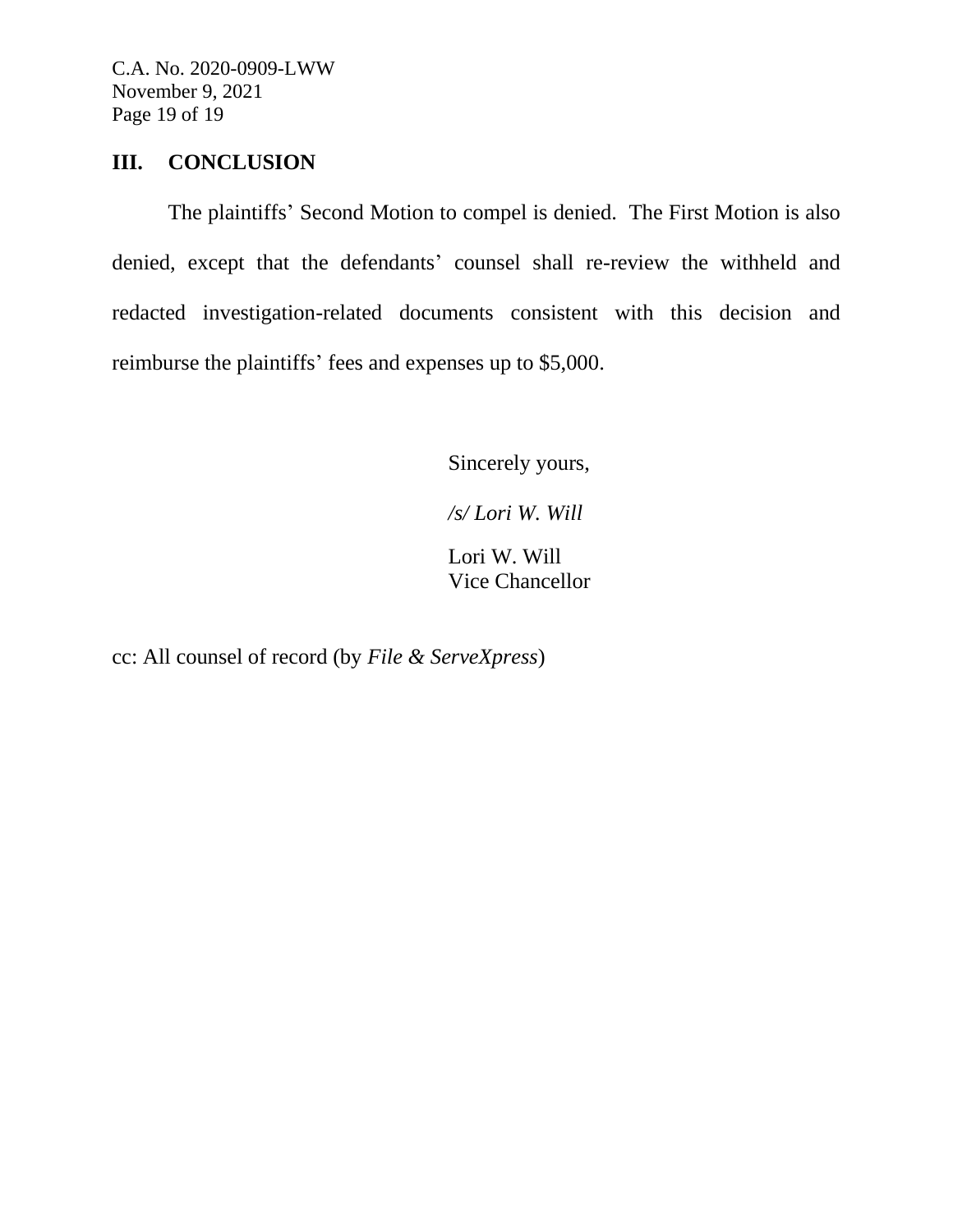## III. CONCLUSION

The plaintiffs' Second Motion to compel is denied. The First Motion is also denied, except that the defendants' counsel shall re-review the withheld and redacted investigation-related documents consistent with this decision and reimburse the plaintiffs' fees and expenses up to $5,000.

Sincerely yours,

*/s/ Lori W. Will*

Lori W. Will
Vice Chancellor

cc: All counsel of record (by *File & ServeXpress*)